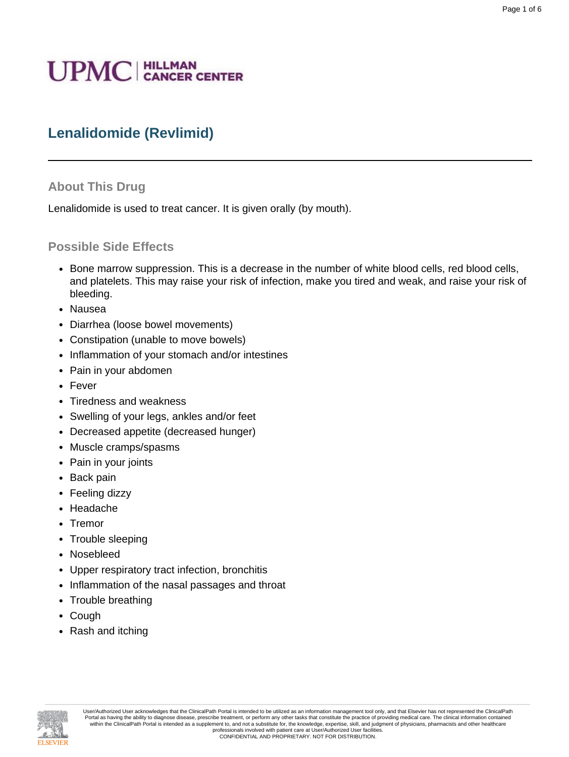# Lenalidomide (Revlimid)

## About This Drug

Lenalidomide is used to treat cancer. It is given orally (by mouth).

## Possible Side Effects

- Bone marrow suppression. This is a decrease in the number of white blood cells, red blood cells, and platelets. This may raise your risk of infection, make you tired and weak, and raise your risk of bleeding.
- Nausea
- Diarrhea (loose bowel movements)
- Constipation (unable to move bowels)
- Inflammation of your stomach and/or intestines
- Pain in your abdomen
- Fever
- Tiredness and weakness
- Swelling of your legs, ankles and/or feet
- Decreased appetite (decreased hunger)
- Muscle cramps/spasms
- Pain in your joints
- Back pain
- Feeling dizzy
- Headache
- Tremor
- Trouble sleeping
- Nosebleed
- Upper respiratory tract infection, bronchitis
- Inflammation of the nasal passages and throat
- Trouble breathing
- Cough
- Rash and itching

User/Authorized User acknowledges that the ClinicalPath Portal is intended to be utilized as an information management tool only, and that Elsevier has not represented the ClinicalPath Portal as having the ability to diagnose disease, prescribe treatment, or perform any other tasks that constitute the practice of providing medical care. The clinical information contained within the ClinicalPath Portal is intended as a supplement to, and not a substitute for, the knowledge, expertise, skill, and judgment of physicians, pharmacists and other healthcare professionals involved with patient care at User/Authorized User facilities.
CONFIDENTIAL AND PROPRIETARY. NOT FOR DISTRIBUTION.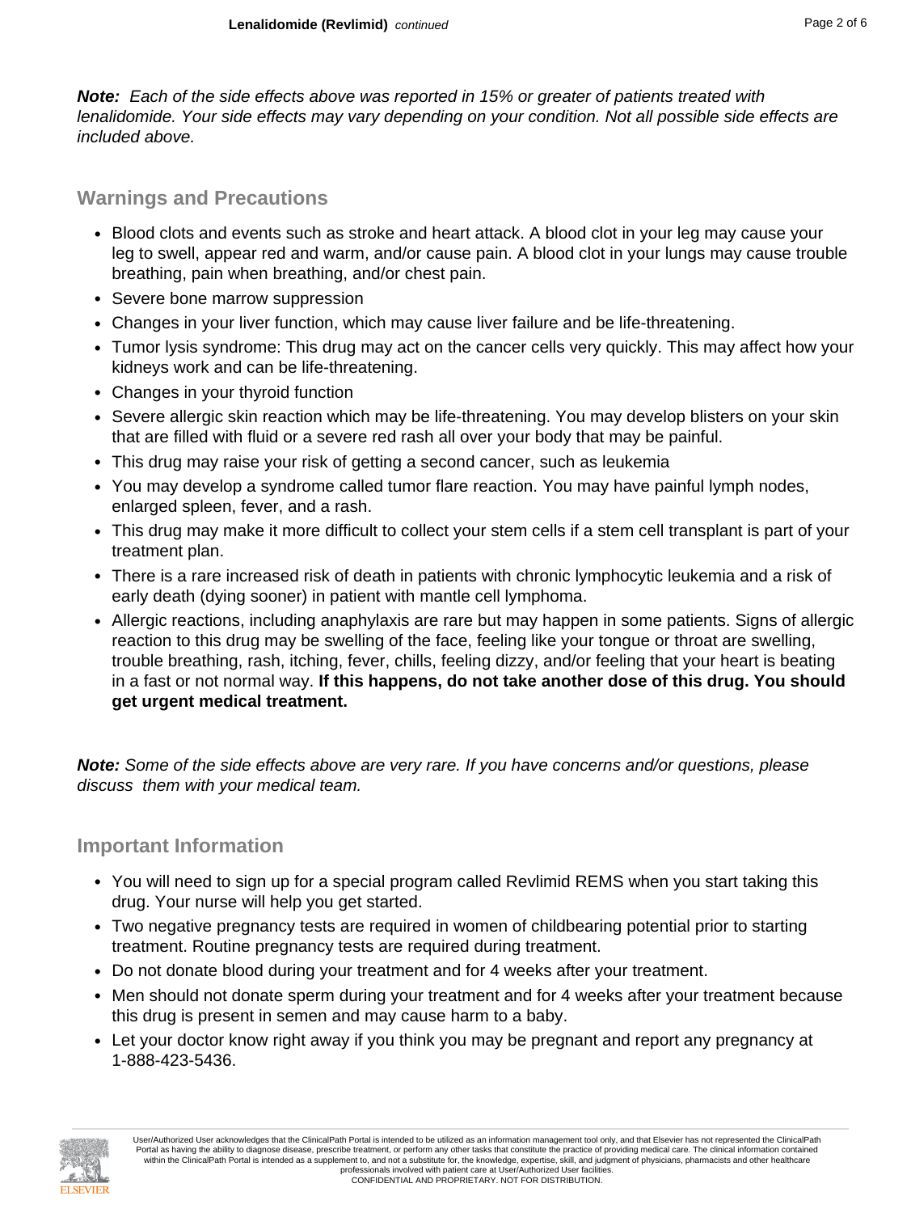***Note:*** *Each of the side effects above was reported in 15% or greater of patients treated with lenalidomide. Your side effects may vary depending on your condition. Not all possible side effects are included above.*

## Warnings and Precautions

- Blood clots and events such as stroke and heart attack. A blood clot in your leg may cause your leg to swell, appear red and warm, and/or cause pain. A blood clot in your lungs may cause trouble breathing, pain when breathing, and/or chest pain.
- Severe bone marrow suppression
- Changes in your liver function, which may cause liver failure and be life-threatening.
- Tumor lysis syndrome: This drug may act on the cancer cells very quickly. This may affect how your kidneys work and can be life-threatening.
- Changes in your thyroid function
- Severe allergic skin reaction which may be life-threatening. You may develop blisters on your skin that are filled with fluid or a severe red rash all over your body that may be painful.
- This drug may raise your risk of getting a second cancer, such as leukemia
- You may develop a syndrome called tumor flare reaction. You may have painful lymph nodes, enlarged spleen, fever, and a rash.
- This drug may make it more difficult to collect your stem cells if a stem cell transplant is part of your treatment plan.
- There is a rare increased risk of death in patients with chronic lymphocytic leukemia and a risk of early death (dying sooner) in patient with mantle cell lymphoma.
- Allergic reactions, including anaphylaxis are rare but may happen in some patients. Signs of allergic reaction to this drug may be swelling of the face, feeling like your tongue or throat are swelling, trouble breathing, rash, itching, fever, chills, feeling dizzy, and/or feeling that your heart is beating in a fast or not normal way. **If this happens, do not take another dose of this drug. You should get urgent medical treatment.**

***Note:*** *Some of the side effects above are very rare. If you have concerns and/or questions, please discuss them with your medical team.*

## Important Information

- You will need to sign up for a special program called Revlimid REMS when you start taking this drug. Your nurse will help you get started.
- Two negative pregnancy tests are required in women of childbearing potential prior to starting treatment. Routine pregnancy tests are required during treatment.
- Do not donate blood during your treatment and for 4 weeks after your treatment.
- Men should not donate sperm during your treatment and for 4 weeks after your treatment because this drug is present in semen and may cause harm to a baby.
- Let your doctor know right away if you think you may be pregnant and report any pregnancy at 1-888-423-5436.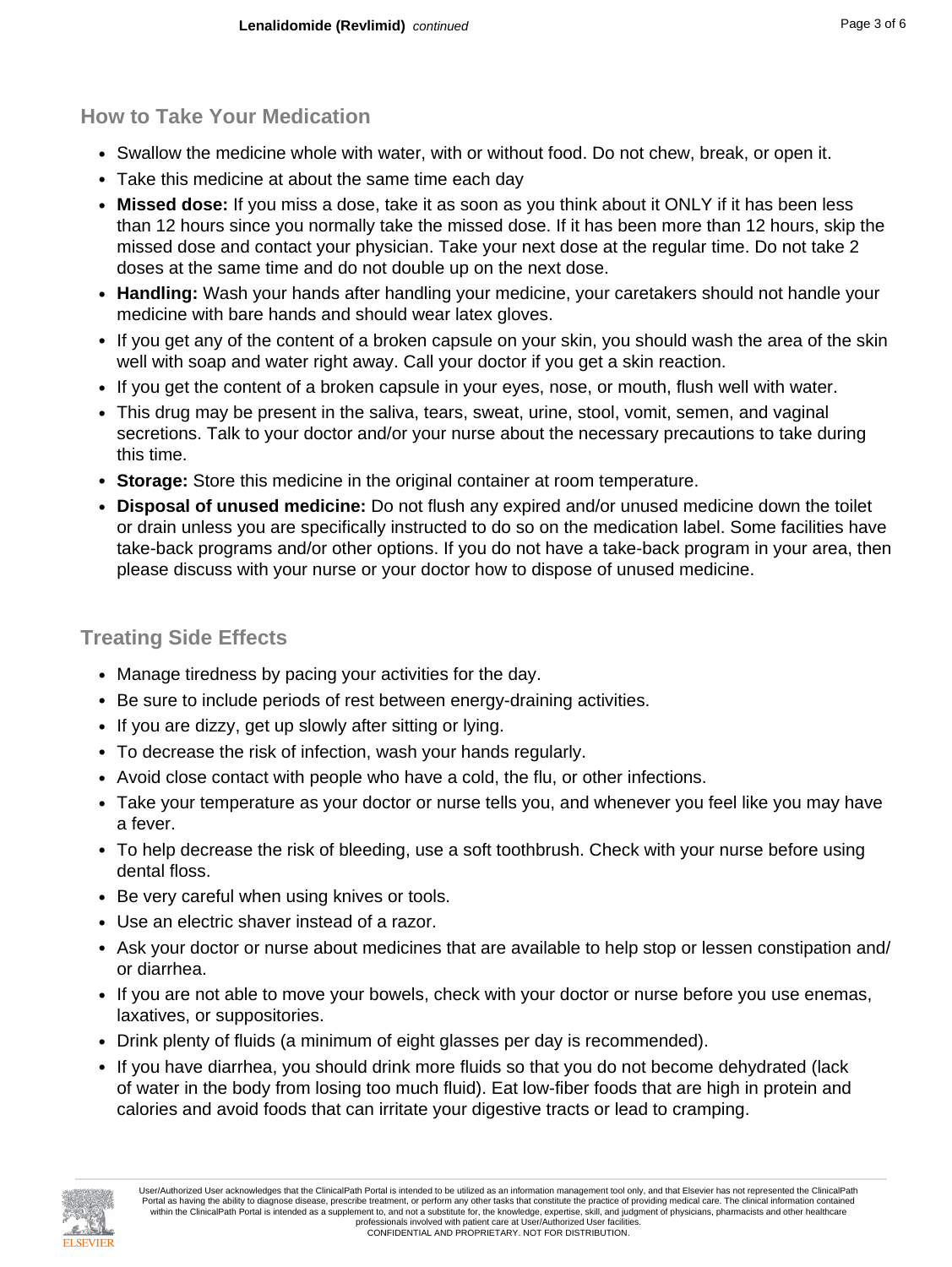## How to Take Your Medication

- Swallow the medicine whole with water, with or without food. Do not chew, break, or open it.
- Take this medicine at about the same time each day
- **Missed dose:** If you miss a dose, take it as soon as you think about it ONLY if it has been less than 12 hours since you normally take the missed dose. If it has been more than 12 hours, skip the missed dose and contact your physician. Take your next dose at the regular time. Do not take 2 doses at the same time and do not double up on the next dose.
- **Handling:** Wash your hands after handling your medicine, your caretakers should not handle your medicine with bare hands and should wear latex gloves.
- If you get any of the content of a broken capsule on your skin, you should wash the area of the skin well with soap and water right away. Call your doctor if you get a skin reaction.
- If you get the content of a broken capsule in your eyes, nose, or mouth, flush well with water.
- This drug may be present in the saliva, tears, sweat, urine, stool, vomit, semen, and vaginal secretions. Talk to your doctor and/or your nurse about the necessary precautions to take during this time.
- **Storage:** Store this medicine in the original container at room temperature.
- **Disposal of unused medicine:** Do not flush any expired and/or unused medicine down the toilet or drain unless you are specifically instructed to do so on the medication label. Some facilities have take-back programs and/or other options. If you do not have a take-back program in your area, then please discuss with your nurse or your doctor how to dispose of unused medicine.

## Treating Side Effects

- Manage tiredness by pacing your activities for the day.
- Be sure to include periods of rest between energy-draining activities.
- If you are dizzy, get up slowly after sitting or lying.
- To decrease the risk of infection, wash your hands regularly.
- Avoid close contact with people who have a cold, the flu, or other infections.
- Take your temperature as your doctor or nurse tells you, and whenever you feel like you may have a fever.
- To help decrease the risk of bleeding, use a soft toothbrush. Check with your nurse before using dental floss.
- Be very careful when using knives or tools.
- Use an electric shaver instead of a razor.
- Ask your doctor or nurse about medicines that are available to help stop or lessen constipation and/or diarrhea.
- If you are not able to move your bowels, check with your doctor or nurse before you use enemas, laxatives, or suppositories.
- Drink plenty of fluids (a minimum of eight glasses per day is recommended).
- If you have diarrhea, you should drink more fluids so that you do not become dehydrated (lack of water in the body from losing too much fluid). Eat low-fiber foods that are high in protein and calories and avoid foods that can irritate your digestive tracts or lead to cramping.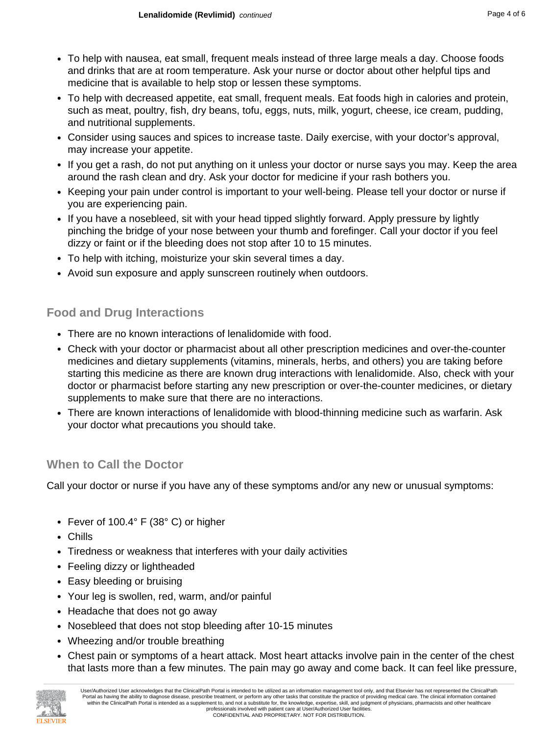- To help with nausea, eat small, frequent meals instead of three large meals a day. Choose foods and drinks that are at room temperature. Ask your nurse or doctor about other helpful tips and medicine that is available to help stop or lessen these symptoms.
- To help with decreased appetite, eat small, frequent meals. Eat foods high in calories and protein, such as meat, poultry, fish, dry beans, tofu, eggs, nuts, milk, yogurt, cheese, ice cream, pudding, and nutritional supplements.
- Consider using sauces and spices to increase taste. Daily exercise, with your doctor's approval, may increase your appetite.
- If you get a rash, do not put anything on it unless your doctor or nurse says you may. Keep the area around the rash clean and dry. Ask your doctor for medicine if your rash bothers you.
- Keeping your pain under control is important to your well-being. Please tell your doctor or nurse if you are experiencing pain.
- If you have a nosebleed, sit with your head tipped slightly forward. Apply pressure by lightly pinching the bridge of your nose between your thumb and forefinger. Call your doctor if you feel dizzy or faint or if the bleeding does not stop after 10 to 15 minutes.
- To help with itching, moisturize your skin several times a day.
- Avoid sun exposure and apply sunscreen routinely when outdoors.

## Food and Drug Interactions

- There are no known interactions of lenalidomide with food.
- Check with your doctor or pharmacist about all other prescription medicines and over-the-counter medicines and dietary supplements (vitamins, minerals, herbs, and others) you are taking before starting this medicine as there are known drug interactions with lenalidomide. Also, check with your doctor or pharmacist before starting any new prescription or over-the-counter medicines, or dietary supplements to make sure that there are no interactions.
- There are known interactions of lenalidomide with blood-thinning medicine such as warfarin. Ask your doctor what precautions you should take.

## When to Call the Doctor

Call your doctor or nurse if you have any of these symptoms and/or any new or unusual symptoms:

- Fever of 100.4° F (38° C) or higher
- Chills
- Tiredness or weakness that interferes with your daily activities
- Feeling dizzy or lightheaded
- Easy bleeding or bruising
- Your leg is swollen, red, warm, and/or painful
- Headache that does not go away
- Nosebleed that does not stop bleeding after 10-15 minutes
- Wheezing and/or trouble breathing
- Chest pain or symptoms of a heart attack. Most heart attacks involve pain in the center of the chest that lasts more than a few minutes. The pain may go away and come back. It can feel like pressure,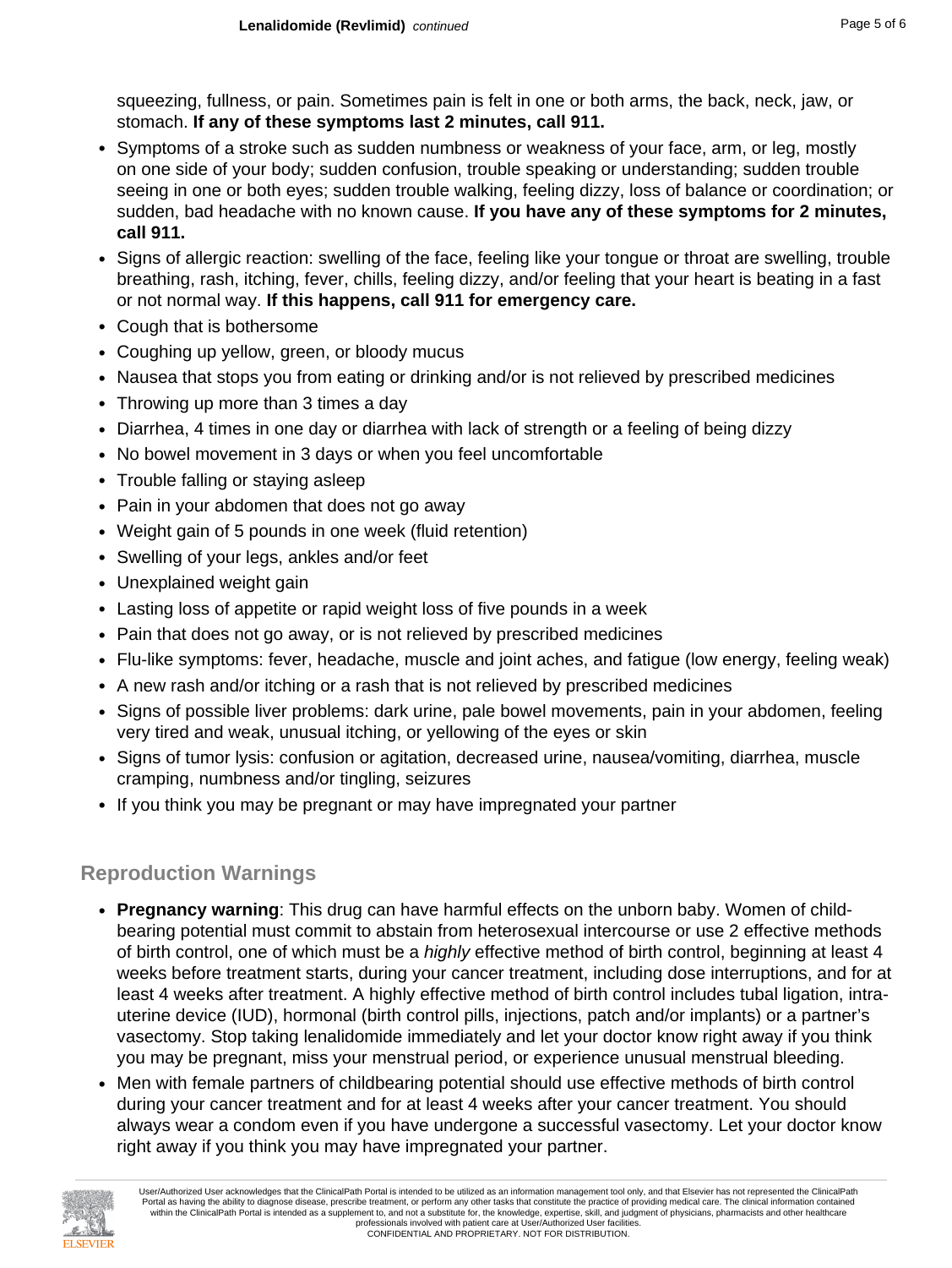squeezing, fullness, or pain. Sometimes pain is felt in one or both arms, the back, neck, jaw, or stomach. **If any of these symptoms last 2 minutes, call 911.**

- Symptoms of a stroke such as sudden numbness or weakness of your face, arm, or leg, mostly on one side of your body; sudden confusion, trouble speaking or understanding; sudden trouble seeing in one or both eyes; sudden trouble walking, feeling dizzy, loss of balance or coordination; or sudden, bad headache with no known cause. **If you have any of these symptoms for 2 minutes, call 911.**
- Signs of allergic reaction: swelling of the face, feeling like your tongue or throat are swelling, trouble breathing, rash, itching, fever, chills, feeling dizzy, and/or feeling that your heart is beating in a fast or not normal way. **If this happens, call 911 for emergency care.**
- Cough that is bothersome
- Coughing up yellow, green, or bloody mucus
- Nausea that stops you from eating or drinking and/or is not relieved by prescribed medicines
- Throwing up more than 3 times a day
- Diarrhea, 4 times in one day or diarrhea with lack of strength or a feeling of being dizzy
- No bowel movement in 3 days or when you feel uncomfortable
- Trouble falling or staying asleep
- Pain in your abdomen that does not go away
- Weight gain of 5 pounds in one week (fluid retention)
- Swelling of your legs, ankles and/or feet
- Unexplained weight gain
- Lasting loss of appetite or rapid weight loss of five pounds in a week
- Pain that does not go away, or is not relieved by prescribed medicines
- Flu-like symptoms: fever, headache, muscle and joint aches, and fatigue (low energy, feeling weak)
- A new rash and/or itching or a rash that is not relieved by prescribed medicines
- Signs of possible liver problems: dark urine, pale bowel movements, pain in your abdomen, feeling very tired and weak, unusual itching, or yellowing of the eyes or skin
- Signs of tumor lysis: confusion or agitation, decreased urine, nausea/vomiting, diarrhea, muscle cramping, numbness and/or tingling, seizures
- If you think you may be pregnant or may have impregnated your partner

## Reproduction Warnings

- **Pregnancy warning**: This drug can have harmful effects on the unborn baby. Women of child-bearing potential must commit to abstain from heterosexual intercourse or use 2 effective methods of birth control, one of which must be a *highly* effective method of birth control, beginning at least 4 weeks before treatment starts, during your cancer treatment, including dose interruptions, and for at least 4 weeks after treatment. A highly effective method of birth control includes tubal ligation, intra-uterine device (IUD), hormonal (birth control pills, injections, patch and/or implants) or a partner's vasectomy. Stop taking lenalidomide immediately and let your doctor know right away if you think you may be pregnant, miss your menstrual period, or experience unusual menstrual bleeding.
- Men with female partners of childbearing potential should use effective methods of birth control during your cancer treatment and for at least 4 weeks after your cancer treatment. You should always wear a condom even if you have undergone a successful vasectomy. Let your doctor know right away if you think you may have impregnated your partner.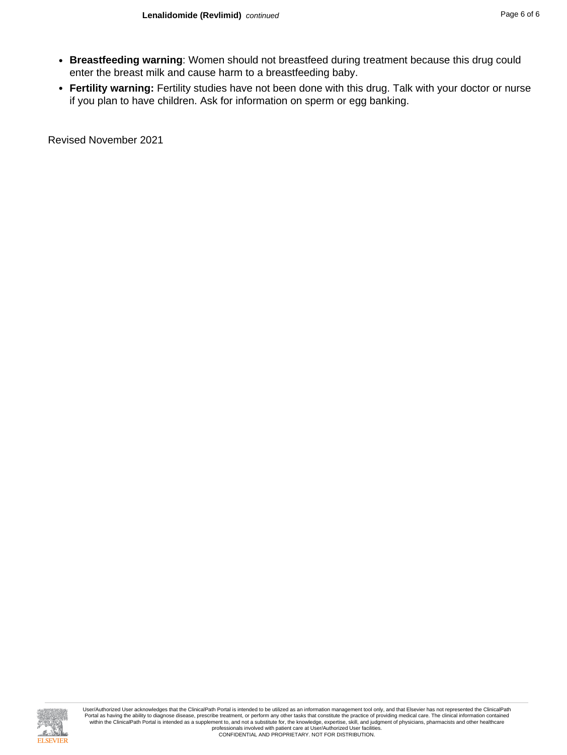- **Breastfeeding warning**: Women should not breastfeed during treatment because this drug could enter the breast milk and cause harm to a breastfeeding baby.
- **Fertility warning:** Fertility studies have not been done with this drug. Talk with your doctor or nurse if you plan to have children. Ask for information on sperm or egg banking.

Revised November 2021

User/Authorized User acknowledges that the ClinicalPath Portal is intended to be utilized as an information management tool only, and that Elsevier has not represented the ClinicalPath Portal as having the ability to diagnose disease, prescribe treatment, or perform any other tasks that constitute the practice of providing medical care. The clinical information contained within the ClinicalPath Portal is intended as a supplement to, and not a substitute for, the knowledge, expertise, skill, and judgment of physicians, pharmacists and other healthcare professionals involved with patient care at User/Authorized User facilities.
CONFIDENTIAL AND PROPRIETARY. NOT FOR DISTRIBUTION.